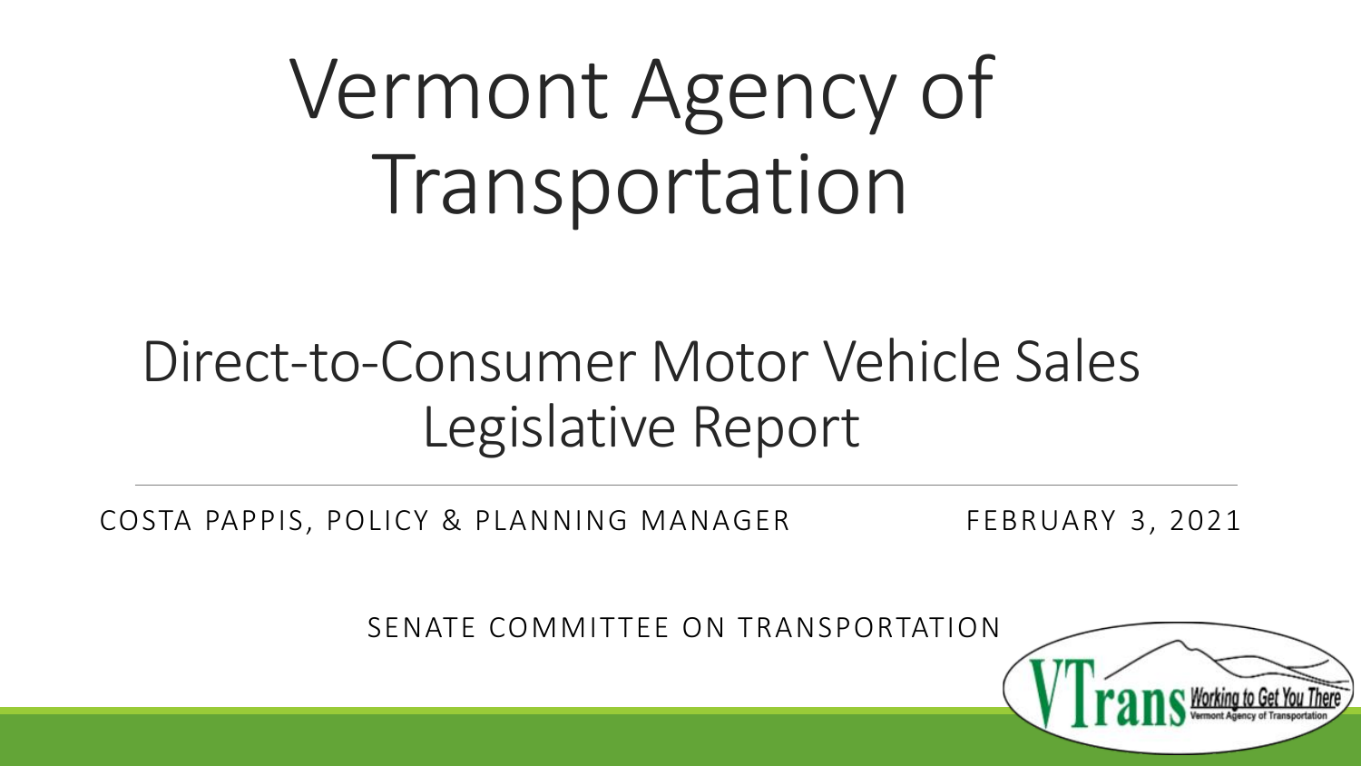# Vermont Agency of Transportation

## Direct-to-Consumer Motor Vehicle Sales Legislative Report

COSTA PAPPIS, POLICY & PLANNING MANAGER

FEBRUARY 3, 2021

SENATE COMMITTEE ON TRANSPORTATION

VTrans Working to Get You There
Vermont Agency of Transportation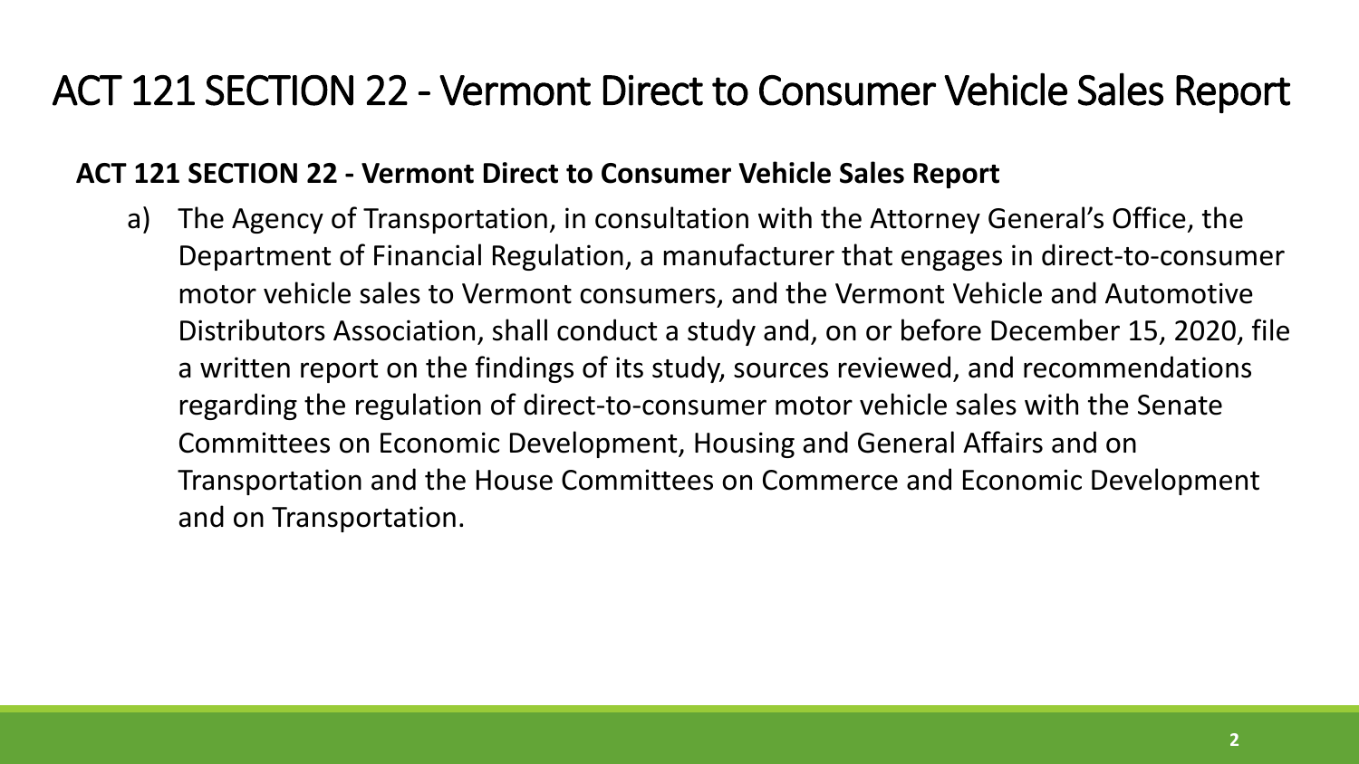# ACT 121 SECTION 22 - Vermont Direct to Consumer Vehicle Sales Report

**ACT 121 SECTION 22 - Vermont Direct to Consumer Vehicle Sales Report**

a) The Agency of Transportation, in consultation with the Attorney General's Office, the Department of Financial Regulation, a manufacturer that engages in direct-to-consumer motor vehicle sales to Vermont consumers, and the Vermont Vehicle and Automotive Distributors Association, shall conduct a study and, on or before December 15, 2020, file a written report on the findings of its study, sources reviewed, and recommendations regarding the regulation of direct-to-consumer motor vehicle sales with the Senate Committees on Economic Development, Housing and General Affairs and on Transportation and the House Committees on Commerce and Economic Development and on Transportation.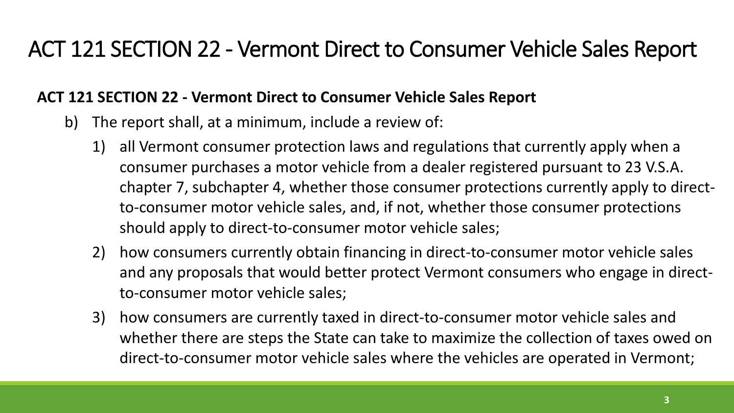# ACT 121 SECTION 22 - Vermont Direct to Consumer Vehicle Sales Report

**ACT 121 SECTION 22 - Vermont Direct to Consumer Vehicle Sales Report**

b) The report shall, at a minimum, include a review of:

1) all Vermont consumer protection laws and regulations that currently apply when a consumer purchases a motor vehicle from a dealer registered pursuant to 23 V.S.A. chapter 7, subchapter 4, whether those consumer protections currently apply to direct-to-consumer motor vehicle sales, and, if not, whether those consumer protections should apply to direct-to-consumer motor vehicle sales;
2) how consumers currently obtain financing in direct-to-consumer motor vehicle sales and any proposals that would better protect Vermont consumers who engage in direct-to-consumer motor vehicle sales;
3) how consumers are currently taxed in direct-to-consumer motor vehicle sales and whether there are steps the State can take to maximize the collection of taxes owed on direct-to-consumer motor vehicle sales where the vehicles are operated in Vermont;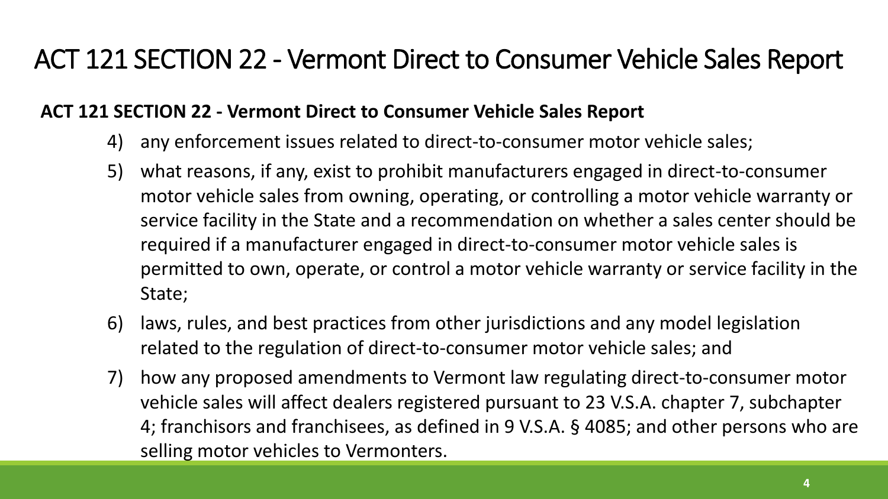# ACT 121 SECTION 22 - Vermont Direct to Consumer Vehicle Sales Report

**ACT 121 SECTION 22 - Vermont Direct to Consumer Vehicle Sales Report**

4) any enforcement issues related to direct-to-consumer motor vehicle sales;
5) what reasons, if any, exist to prohibit manufacturers engaged in direct-to-consumer motor vehicle sales from owning, operating, or controlling a motor vehicle warranty or service facility in the State and a recommendation on whether a sales center should be required if a manufacturer engaged in direct-to-consumer motor vehicle sales is permitted to own, operate, or control a motor vehicle warranty or service facility in the State;
6) laws, rules, and best practices from other jurisdictions and any model legislation related to the regulation of direct-to-consumer motor vehicle sales; and
7) how any proposed amendments to Vermont law regulating direct-to-consumer motor vehicle sales will affect dealers registered pursuant to 23 V.S.A. chapter 7, subchapter 4; franchisors and franchisees, as defined in 9 V.S.A. § 4085; and other persons who are selling motor vehicles to Vermonters.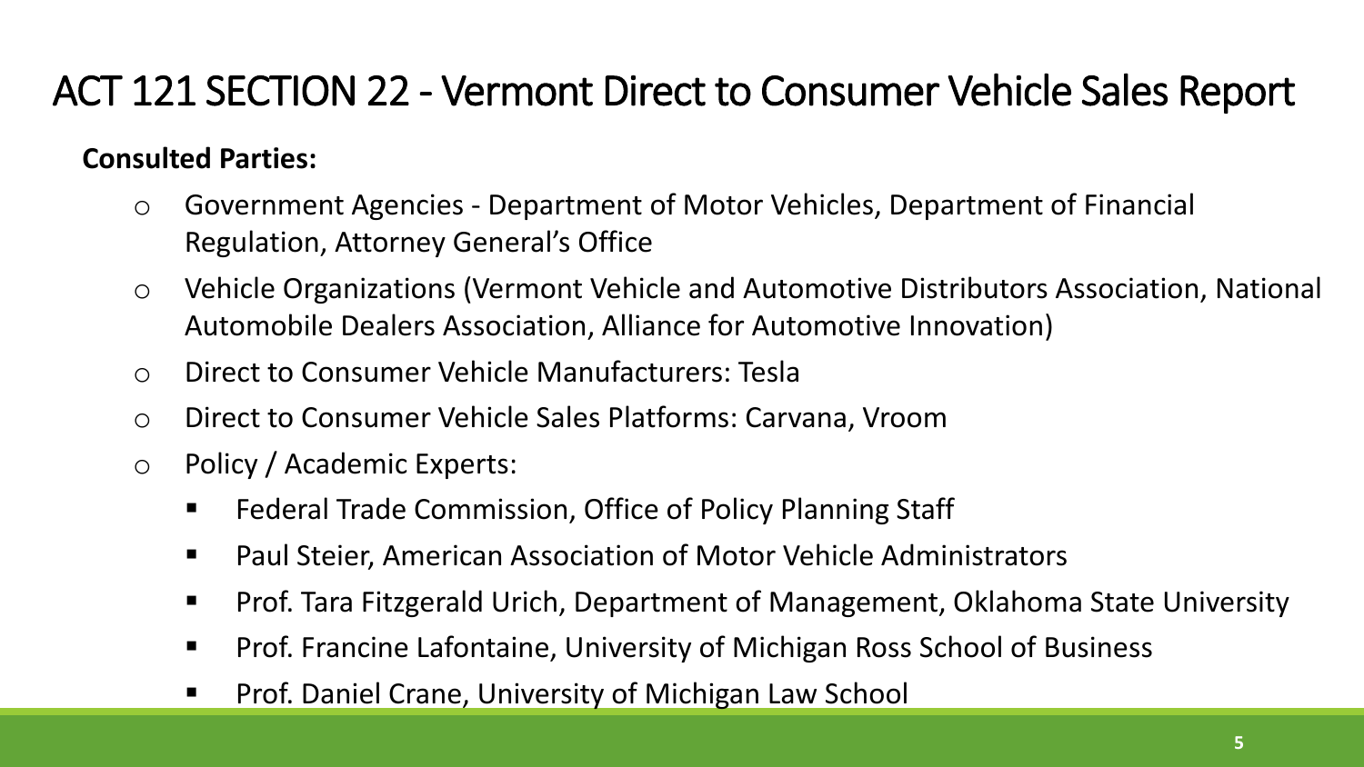# ACT 121 SECTION 22 - Vermont Direct to Consumer Vehicle Sales Report

**Consulted Parties:**

- Government Agencies - Department of Motor Vehicles, Department of Financial Regulation, Attorney General's Office
- Vehicle Organizations (Vermont Vehicle and Automotive Distributors Association, National Automobile Dealers Association, Alliance for Automotive Innovation)
- Direct to Consumer Vehicle Manufacturers: Tesla
- Direct to Consumer Vehicle Sales Platforms: Carvana, Vroom
- Policy / Academic Experts:
  - Federal Trade Commission, Office of Policy Planning Staff
  - Paul Steier, American Association of Motor Vehicle Administrators
  - Prof. Tara Fitzgerald Urich, Department of Management, Oklahoma State University
  - Prof. Francine Lafontaine, University of Michigan Ross School of Business
  - Prof. Daniel Crane, University of Michigan Law School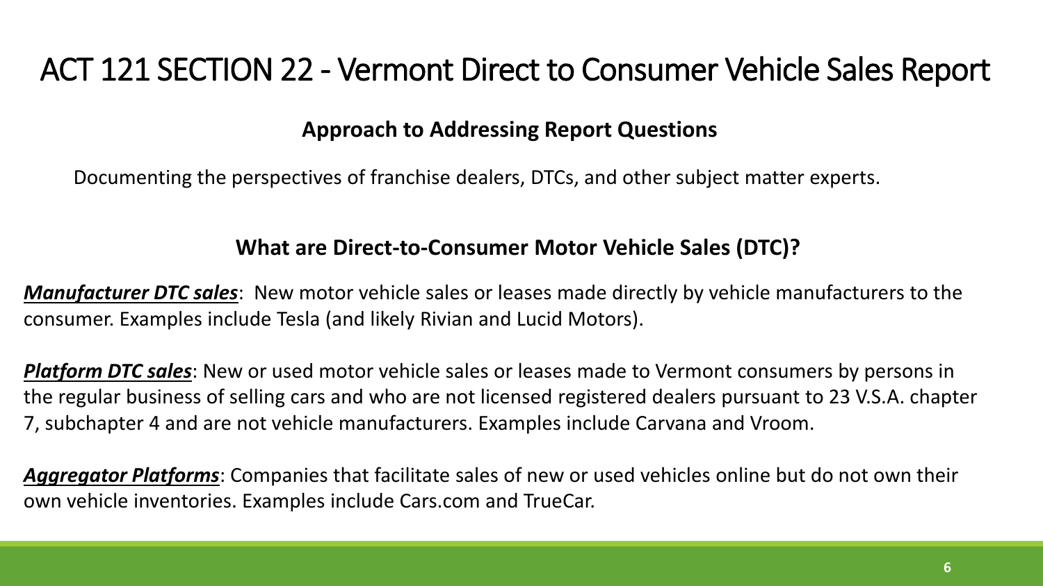# ACT 121 SECTION 22 - Vermont Direct to Consumer Vehicle Sales Report

### Approach to Addressing Report Questions

Documenting the perspectives of franchise dealers, DTCs, and other subject matter experts.

### What are Direct-to-Consumer Motor Vehicle Sales (DTC)?

***Manufacturer DTC sales***: New motor vehicle sales or leases made directly by vehicle manufacturers to the consumer. Examples include Tesla (and likely Rivian and Lucid Motors).

***Platform DTC sales***: New or used motor vehicle sales or leases made to Vermont consumers by persons in the regular business of selling cars and who are not licensed registered dealers pursuant to 23 V.S.A. chapter 7, subchapter 4 and are not vehicle manufacturers. Examples include Carvana and Vroom.

***Aggregator Platforms***: Companies that facilitate sales of new or used vehicles online but do not own their own vehicle inventories. Examples include Cars.com and TrueCar.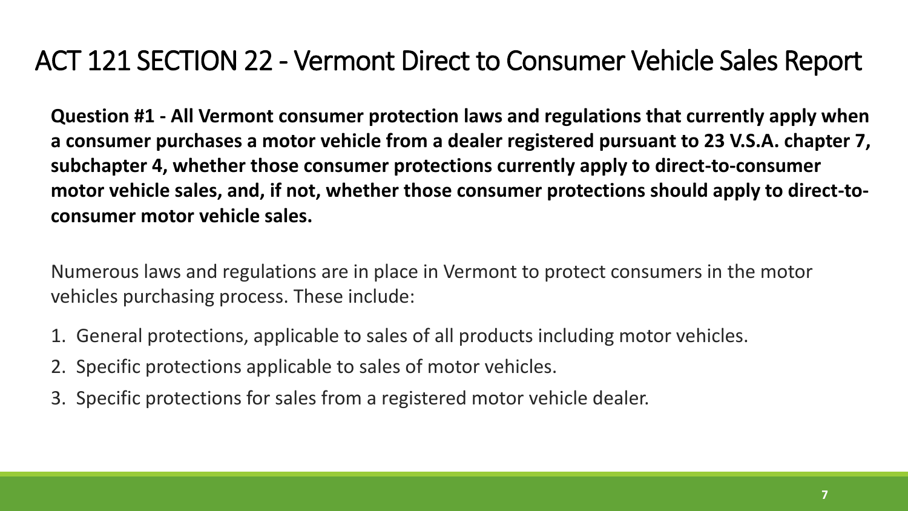# ACT 121 SECTION 22 - Vermont Direct to Consumer Vehicle Sales Report

**Question #1 - All Vermont consumer protection laws and regulations that currently apply when a consumer purchases a motor vehicle from a dealer registered pursuant to 23 V.S.A. chapter 7, subchapter 4, whether those consumer protections currently apply to direct-to-consumer motor vehicle sales, and, if not, whether those consumer protections should apply to direct-to-consumer motor vehicle sales.**

Numerous laws and regulations are in place in Vermont to protect consumers in the motor vehicles purchasing process. These include:

1. General protections, applicable to sales of all products including motor vehicles.
2. Specific protections applicable to sales of motor vehicles.
3. Specific protections for sales from a registered motor vehicle dealer.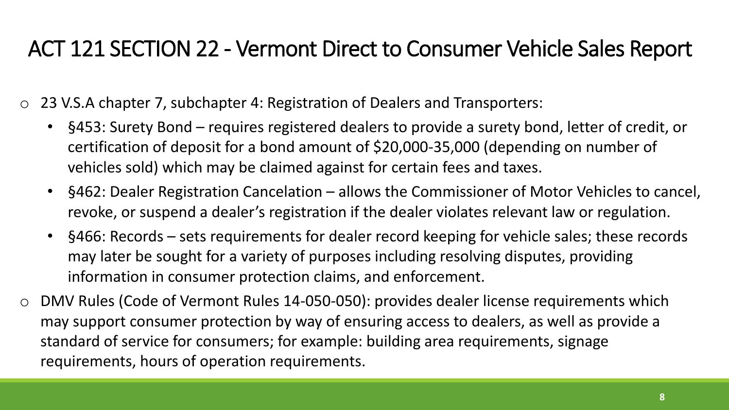# ACT 121 SECTION 22 - Vermont Direct to Consumer Vehicle Sales Report

- 23 V.S.A chapter 7, subchapter 4: Registration of Dealers and Transporters:
  - §453: Surety Bond – requires registered dealers to provide a surety bond, letter of credit, or certification of deposit for a bond amount of $20,000-35,000 (depending on number of vehicles sold) which may be claimed against for certain fees and taxes.
  - §462: Dealer Registration Cancelation – allows the Commissioner of Motor Vehicles to cancel, revoke, or suspend a dealer's registration if the dealer violates relevant law or regulation.
  - §466: Records – sets requirements for dealer record keeping for vehicle sales; these records may later be sought for a variety of purposes including resolving disputes, providing information in consumer protection claims, and enforcement.
- DMV Rules (Code of Vermont Rules 14-050-050): provides dealer license requirements which may support consumer protection by way of ensuring access to dealers, as well as provide a standard of service for consumers; for example: building area requirements, signage requirements, hours of operation requirements.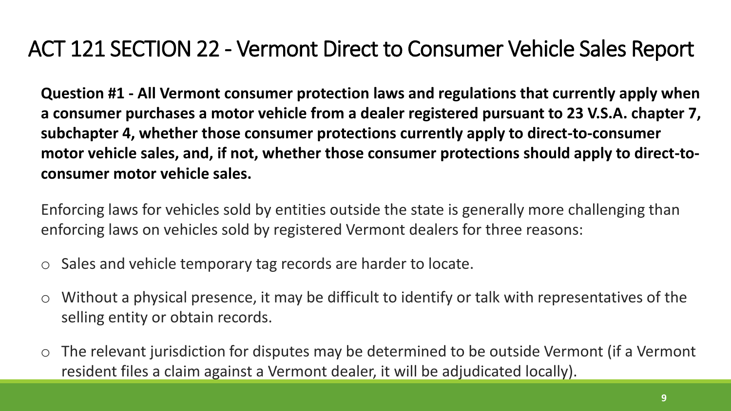# ACT 121 SECTION 22 - Vermont Direct to Consumer Vehicle Sales Report

**Question #1 - All Vermont consumer protection laws and regulations that currently apply when a consumer purchases a motor vehicle from a dealer registered pursuant to 23 V.S.A. chapter 7, subchapter 4, whether those consumer protections currently apply to direct-to-consumer motor vehicle sales, and, if not, whether those consumer protections should apply to direct-to-consumer motor vehicle sales.**

Enforcing laws for vehicles sold by entities outside the state is generally more challenging than enforcing laws on vehicles sold by registered Vermont dealers for three reasons:

- Sales and vehicle temporary tag records are harder to locate.
- Without a physical presence, it may be difficult to identify or talk with representatives of the selling entity or obtain records.
- The relevant jurisdiction for disputes may be determined to be outside Vermont (if a Vermont resident files a claim against a Vermont dealer, it will be adjudicated locally).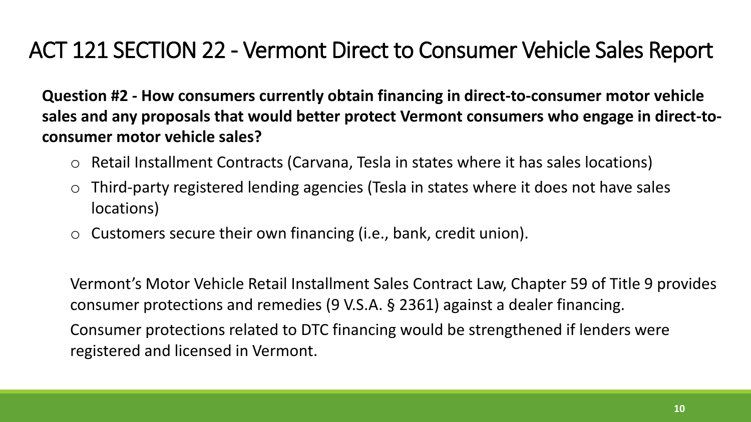# ACT 121 SECTION 22 - Vermont Direct to Consumer Vehicle Sales Report

**Question #2 - How consumers currently obtain financing in direct-to-consumer motor vehicle sales and any proposals that would better protect Vermont consumers who engage in direct-to-consumer motor vehicle sales?**

- Retail Installment Contracts (Carvana, Tesla in states where it has sales locations)
- Third-party registered lending agencies (Tesla in states where it does not have sales locations)
- Customers secure their own financing (i.e., bank, credit union).

Vermont's Motor Vehicle Retail Installment Sales Contract Law, Chapter 59 of Title 9 provides consumer protections and remedies (9 V.S.A. § 2361) against a dealer financing.

Consumer protections related to DTC financing would be strengthened if lenders were registered and licensed in Vermont.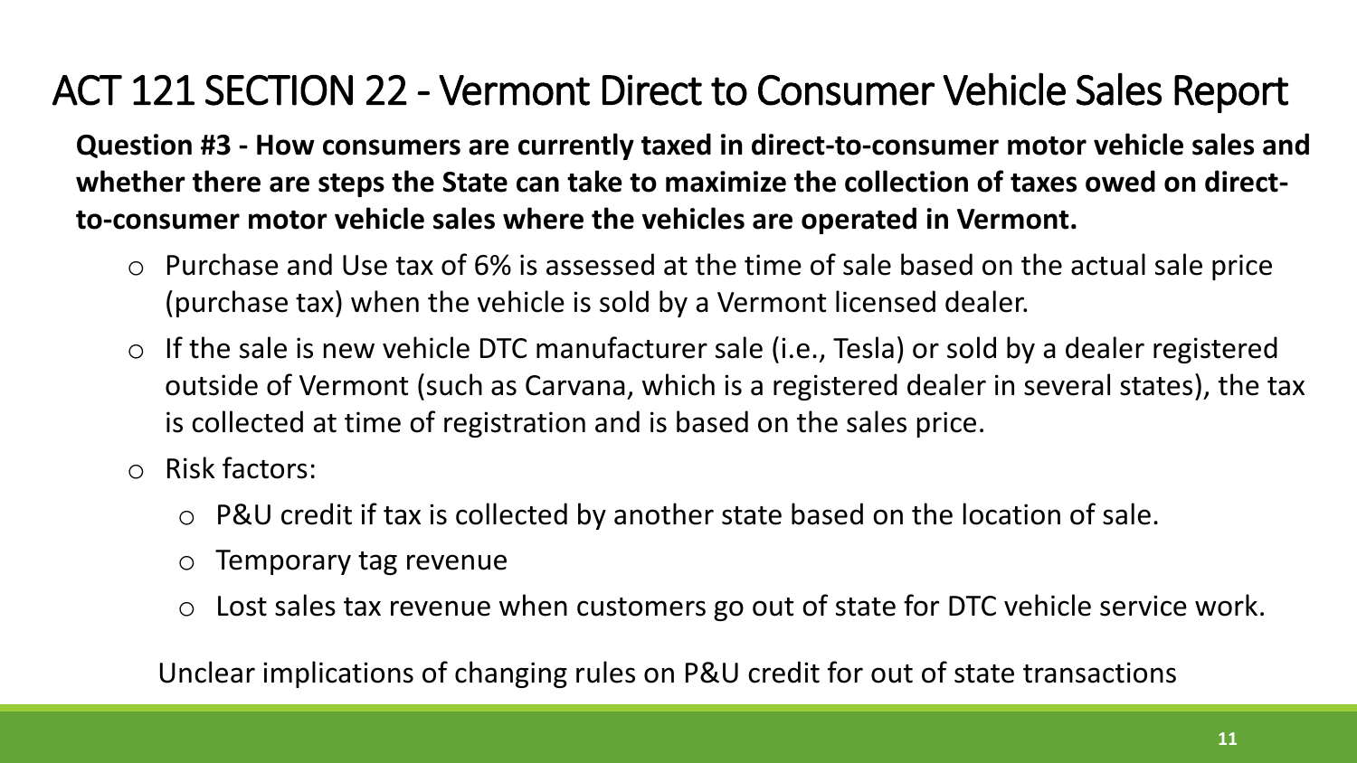# ACT 121 SECTION 22 - Vermont Direct to Consumer Vehicle Sales Report

**Question #3 - How consumers are currently taxed in direct-to-consumer motor vehicle sales and whether there are steps the State can take to maximize the collection of taxes owed on direct-to-consumer motor vehicle sales where the vehicles are operated in Vermont.**

- Purchase and Use tax of 6% is assessed at the time of sale based on the actual sale price (purchase tax) when the vehicle is sold by a Vermont licensed dealer.
- If the sale is new vehicle DTC manufacturer sale (i.e., Tesla) or sold by a dealer registered outside of Vermont (such as Carvana, which is a registered dealer in several states), the tax is collected at time of registration and is based on the sales price.
- Risk factors:
  - P&U credit if tax is collected by another state based on the location of sale.
  - Temporary tag revenue
  - Lost sales tax revenue when customers go out of state for DTC vehicle service work.

Unclear implications of changing rules on P&U credit for out of state transactions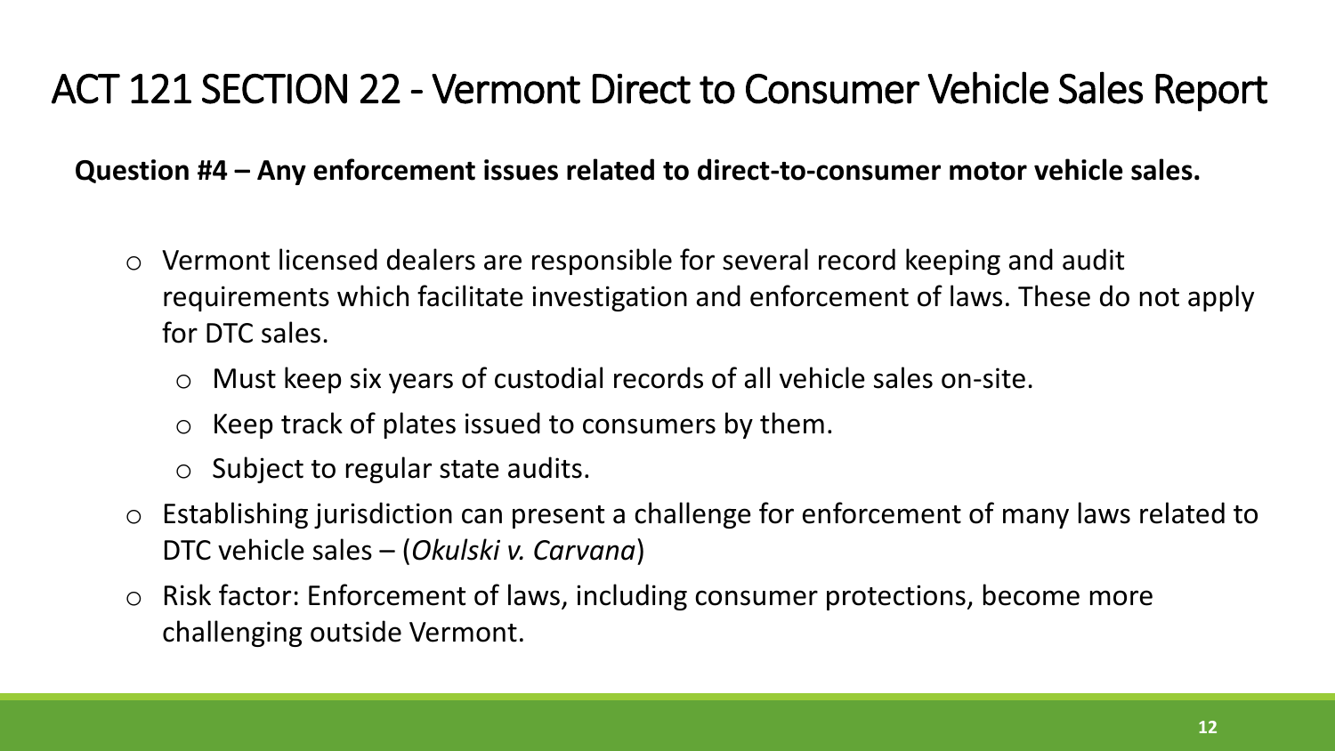# ACT 121 SECTION 22 - Vermont Direct to Consumer Vehicle Sales Report

**Question #4 – Any enforcement issues related to direct-to-consumer motor vehicle sales.**

- Vermont licensed dealers are responsible for several record keeping and audit requirements which facilitate investigation and enforcement of laws. These do not apply for DTC sales.
  - Must keep six years of custodial records of all vehicle sales on-site.
  - Keep track of plates issued to consumers by them.
  - Subject to regular state audits.
- Establishing jurisdiction can present a challenge for enforcement of many laws related to DTC vehicle sales – (*Okulski v. Carvana*)
- Risk factor: Enforcement of laws, including consumer protections, become more challenging outside Vermont.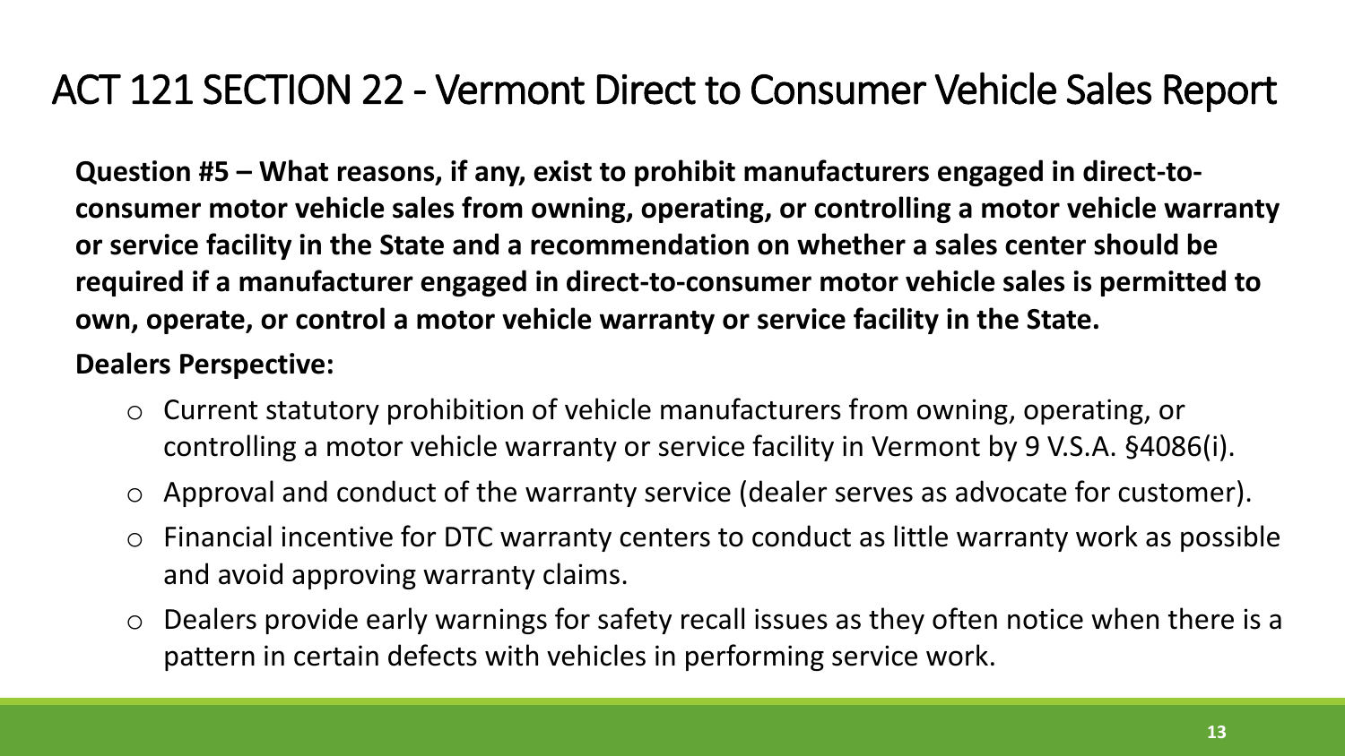# ACT 121 SECTION 22 - Vermont Direct to Consumer Vehicle Sales Report

**Question #5 – What reasons, if any, exist to prohibit manufacturers engaged in direct-to-consumer motor vehicle sales from owning, operating, or controlling a motor vehicle warranty or service facility in the State and a recommendation on whether a sales center should be required if a manufacturer engaged in direct-to-consumer motor vehicle sales is permitted to own, operate, or control a motor vehicle warranty or service facility in the State.**

**Dealers Perspective:**

- Current statutory prohibition of vehicle manufacturers from owning, operating, or controlling a motor vehicle warranty or service facility in Vermont by 9 V.S.A. §4086(i).
- Approval and conduct of the warranty service (dealer serves as advocate for customer).
- Financial incentive for DTC warranty centers to conduct as little warranty work as possible and avoid approving warranty claims.
- Dealers provide early warnings for safety recall issues as they often notice when there is a pattern in certain defects with vehicles in performing service work.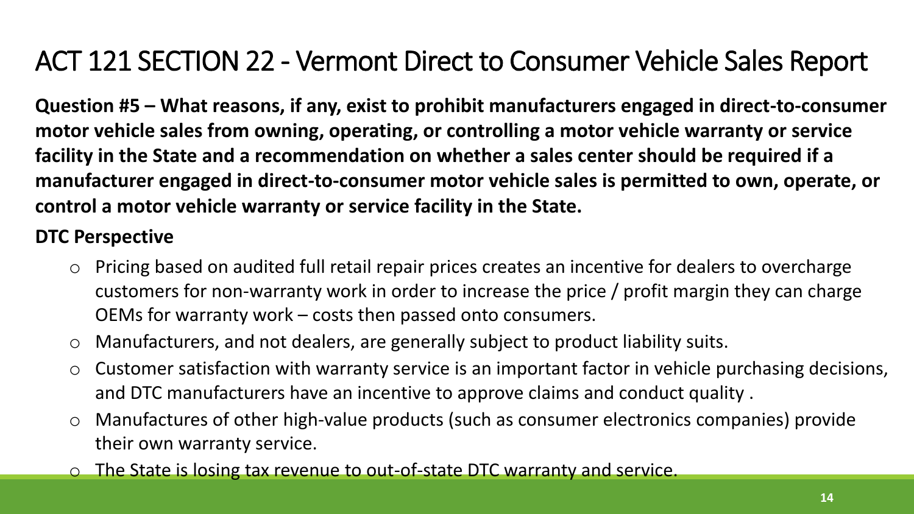# ACT 121 SECTION 22 - Vermont Direct to Consumer Vehicle Sales Report

**Question #5 – What reasons, if any, exist to prohibit manufacturers engaged in direct-to-consumer motor vehicle sales from owning, operating, or controlling a motor vehicle warranty or service facility in the State and a recommendation on whether a sales center should be required if a manufacturer engaged in direct-to-consumer motor vehicle sales is permitted to own, operate, or control a motor vehicle warranty or service facility in the State.**

**DTC Perspective**

- Pricing based on audited full retail repair prices creates an incentive for dealers to overcharge customers for non-warranty work in order to increase the price / profit margin they can charge OEMs for warranty work – costs then passed onto consumers.
- Manufacturers, and not dealers, are generally subject to product liability suits.
- Customer satisfaction with warranty service is an important factor in vehicle purchasing decisions, and DTC manufacturers have an incentive to approve claims and conduct quality .
- Manufactures of other high-value products (such as consumer electronics companies) provide their own warranty service.
- The State is losing tax revenue to out-of-state DTC warranty and service.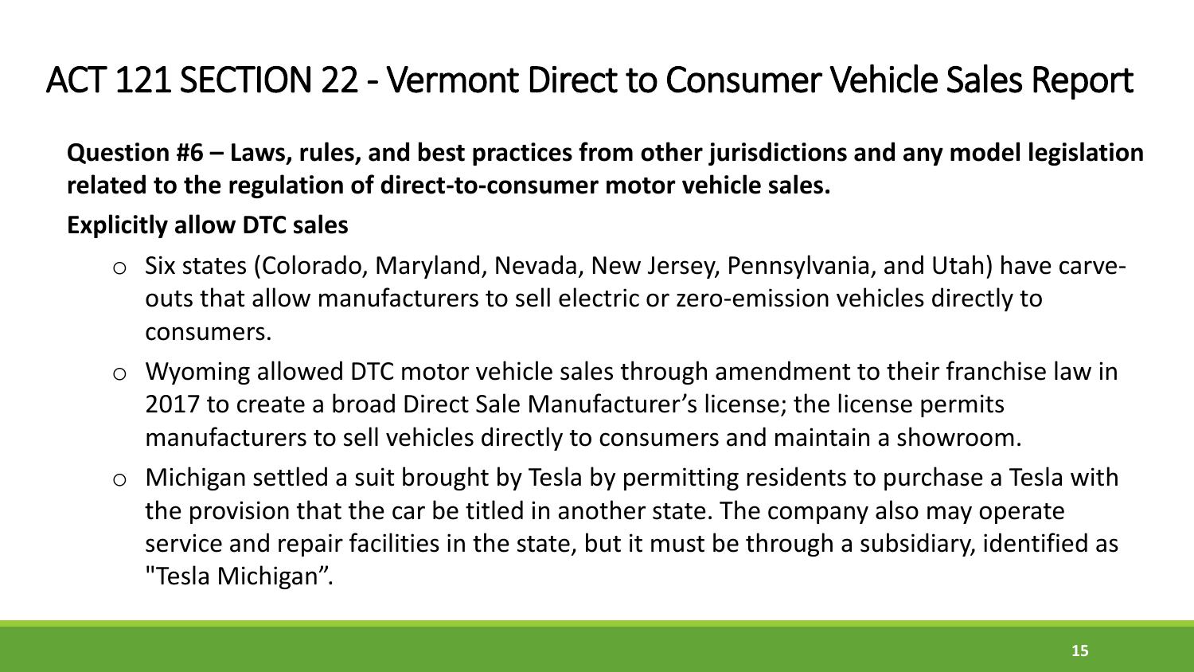# ACT 121 SECTION 22 - Vermont Direct to Consumer Vehicle Sales Report

**Question #6 – Laws, rules, and best practices from other jurisdictions and any model legislation related to the regulation of direct-to-consumer motor vehicle sales.**

**Explicitly allow DTC sales**

- Six states (Colorado, Maryland, Nevada, New Jersey, Pennsylvania, and Utah) have carve-outs that allow manufacturers to sell electric or zero-emission vehicles directly to consumers.
- Wyoming allowed DTC motor vehicle sales through amendment to their franchise law in 2017 to create a broad Direct Sale Manufacturer's license; the license permits manufacturers to sell vehicles directly to consumers and maintain a showroom.
- Michigan settled a suit brought by Tesla by permitting residents to purchase a Tesla with the provision that the car be titled in another state. The company also may operate service and repair facilities in the state, but it must be through a subsidiary, identified as "Tesla Michigan".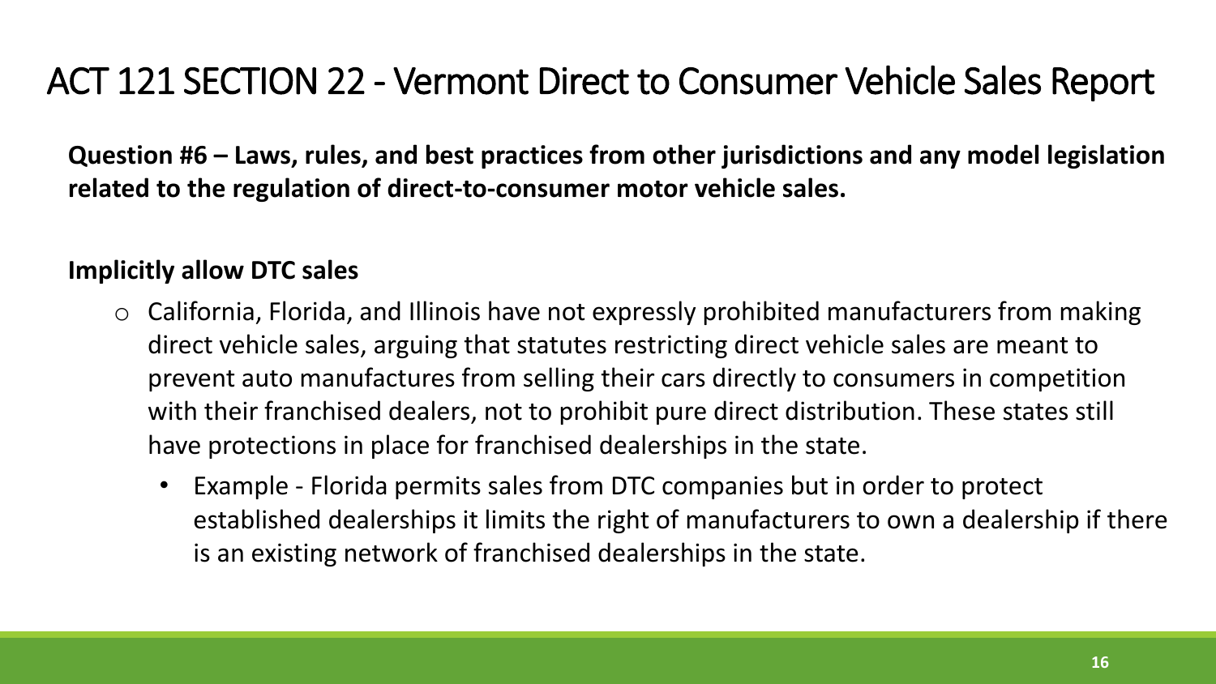# ACT 121 SECTION 22 - Vermont Direct to Consumer Vehicle Sales Report

**Question #6 – Laws, rules, and best practices from other jurisdictions and any model legislation related to the regulation of direct-to-consumer motor vehicle sales.**

**Implicitly allow DTC sales**

- California, Florida, and Illinois have not expressly prohibited manufacturers from making direct vehicle sales, arguing that statutes restricting direct vehicle sales are meant to prevent auto manufactures from selling their cars directly to consumers in competition with their franchised dealers, not to prohibit pure direct distribution. These states still have protections in place for franchised dealerships in the state.
  - Example - Florida permits sales from DTC companies but in order to protect established dealerships it limits the right of manufacturers to own a dealership if there is an existing network of franchised dealerships in the state.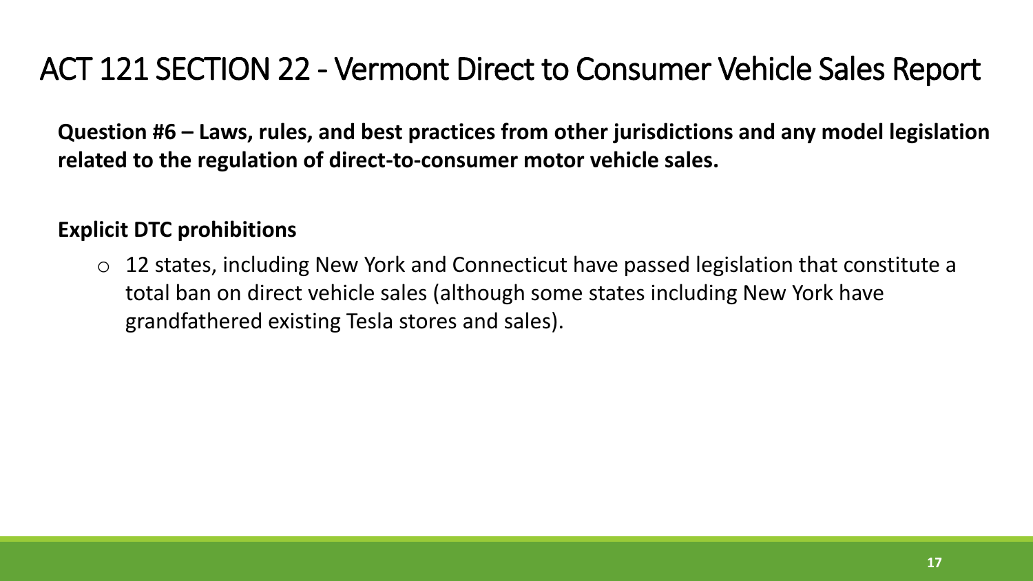# ACT 121 SECTION 22 - Vermont Direct to Consumer Vehicle Sales Report

**Question #6 – Laws, rules, and best practices from other jurisdictions and any model legislation related to the regulation of direct-to-consumer motor vehicle sales.**

**Explicit DTC prohibitions**

- 12 states, including New York and Connecticut have passed legislation that constitute a total ban on direct vehicle sales (although some states including New York have grandfathered existing Tesla stores and sales).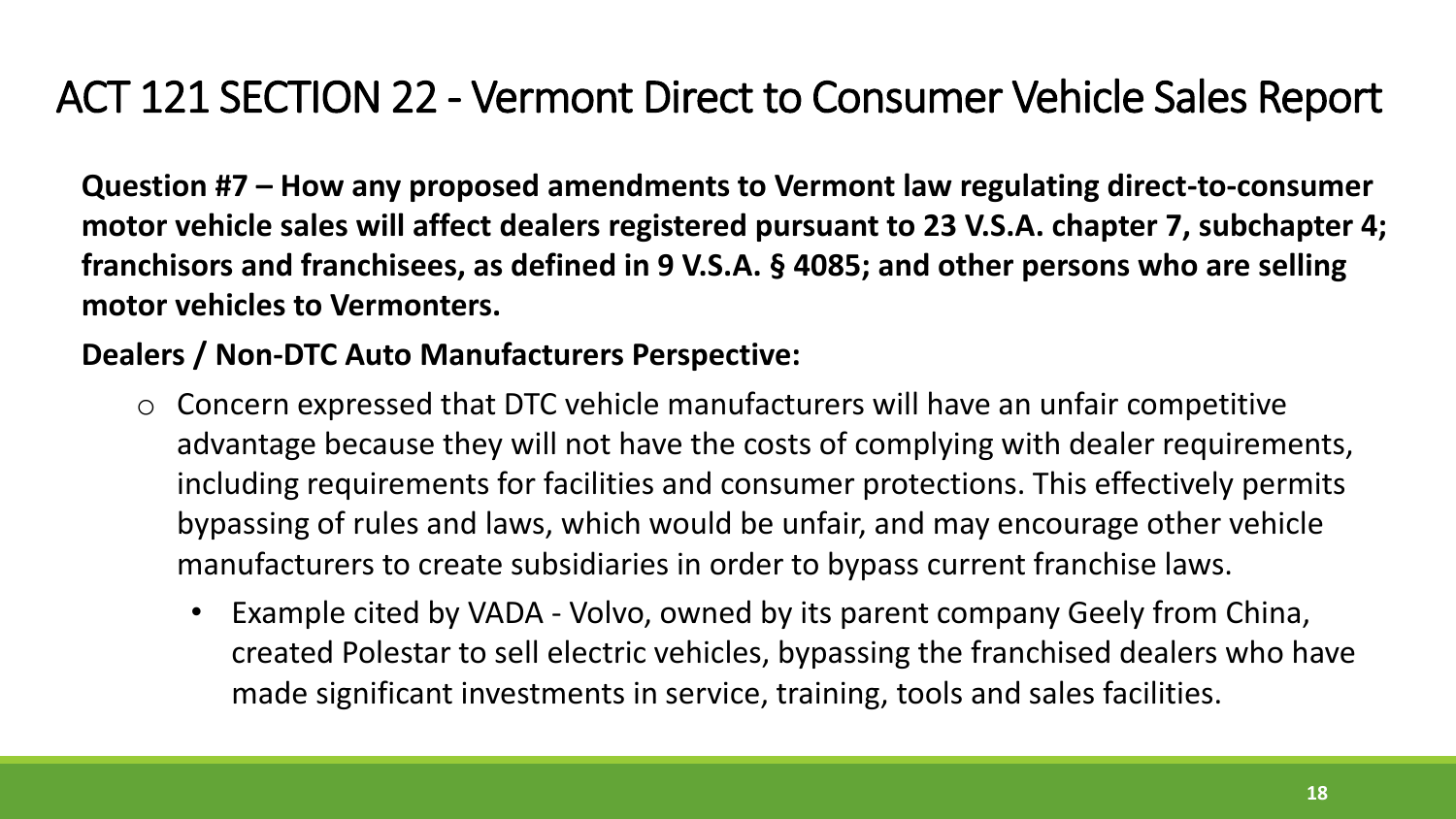# ACT 121 SECTION 22 - Vermont Direct to Consumer Vehicle Sales Report

**Question #7 – How any proposed amendments to Vermont law regulating direct-to-consumer motor vehicle sales will affect dealers registered pursuant to 23 V.S.A. chapter 7, subchapter 4; franchisors and franchisees, as defined in 9 V.S.A. § 4085; and other persons who are selling motor vehicles to Vermonters.**

**Dealers / Non-DTC Auto Manufacturers Perspective:**

- Concern expressed that DTC vehicle manufacturers will have an unfair competitive advantage because they will not have the costs of complying with dealer requirements, including requirements for facilities and consumer protections. This effectively permits bypassing of rules and laws, which would be unfair, and may encourage other vehicle manufacturers to create subsidiaries in order to bypass current franchise laws.
  - Example cited by VADA - Volvo, owned by its parent company Geely from China, created Polestar to sell electric vehicles, bypassing the franchised dealers who have made significant investments in service, training, tools and sales facilities.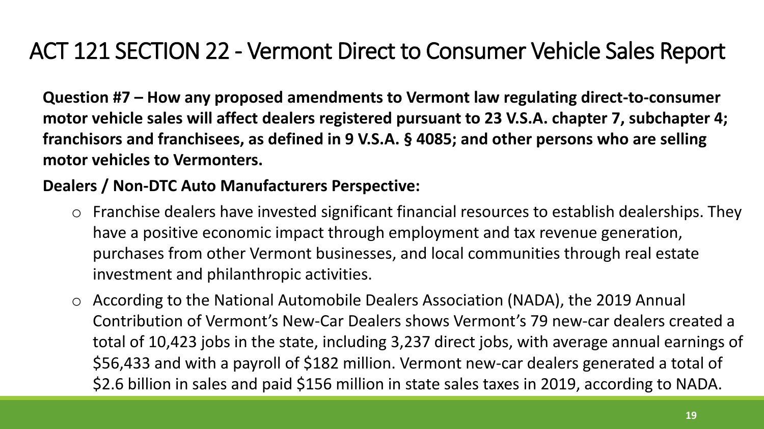# ACT 121 SECTION 22 - Vermont Direct to Consumer Vehicle Sales Report

**Question #7 – How any proposed amendments to Vermont law regulating direct-to-consumer motor vehicle sales will affect dealers registered pursuant to 23 V.S.A. chapter 7, subchapter 4; franchisors and franchisees, as defined in 9 V.S.A. § 4085; and other persons who are selling motor vehicles to Vermonters.**

**Dealers / Non-DTC Auto Manufacturers Perspective:**

- Franchise dealers have invested significant financial resources to establish dealerships. They have a positive economic impact through employment and tax revenue generation, purchases from other Vermont businesses, and local communities through real estate investment and philanthropic activities.
- According to the National Automobile Dealers Association (NADA), the 2019 Annual Contribution of Vermont's New-Car Dealers shows Vermont's 79 new-car dealers created a total of 10,423 jobs in the state, including 3,237 direct jobs, with average annual earnings of $56,433 and with a payroll of $182 million. Vermont new-car dealers generated a total of $2.6 billion in sales and paid $156 million in state sales taxes in 2019, according to NADA.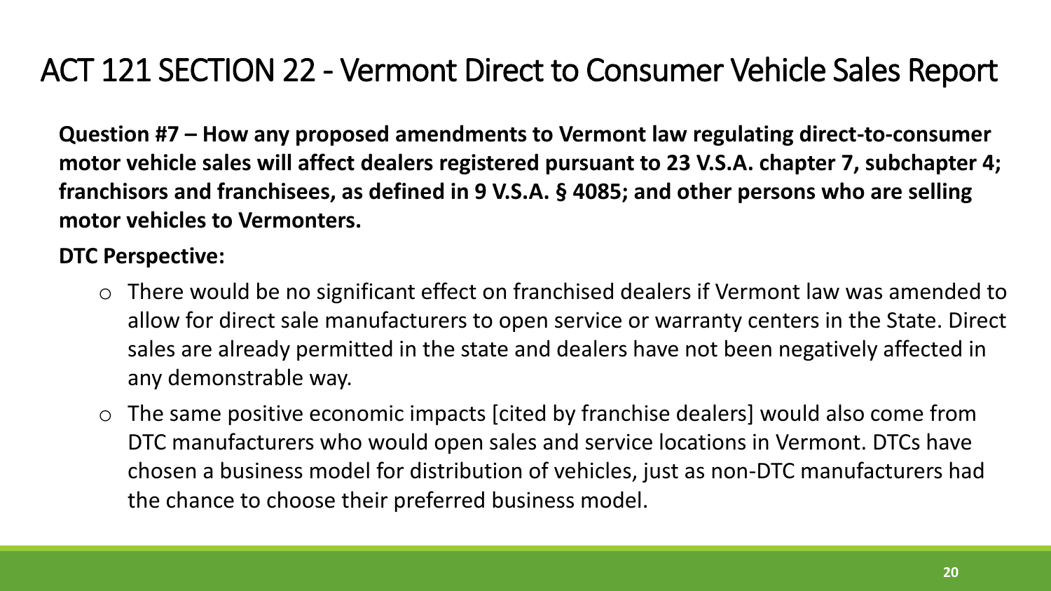# ACT 121 SECTION 22 - Vermont Direct to Consumer Vehicle Sales Report

**Question #7 – How any proposed amendments to Vermont law regulating direct-to-consumer motor vehicle sales will affect dealers registered pursuant to 23 V.S.A. chapter 7, subchapter 4; franchisors and franchisees, as defined in 9 V.S.A. § 4085; and other persons who are selling motor vehicles to Vermonters.**

**DTC Perspective:**

- There would be no significant effect on franchised dealers if Vermont law was amended to allow for direct sale manufacturers to open service or warranty centers in the State. Direct sales are already permitted in the state and dealers have not been negatively affected in any demonstrable way.
- The same positive economic impacts [cited by franchise dealers] would also come from DTC manufacturers who would open sales and service locations in Vermont. DTCs have chosen a business model for distribution of vehicles, just as non-DTC manufacturers had the chance to choose their preferred business model.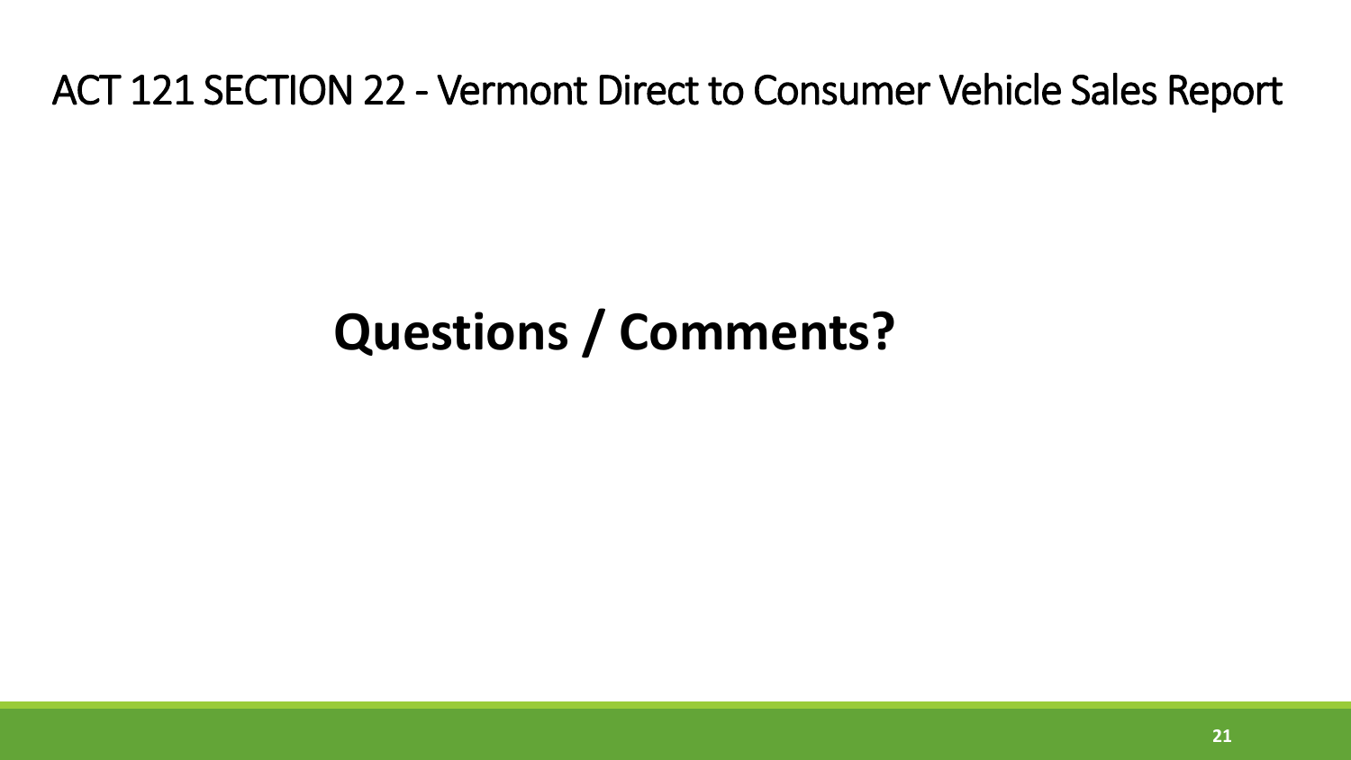# ACT 121 SECTION 22 - Vermont Direct to Consumer Vehicle Sales Report

**Questions / Comments?**